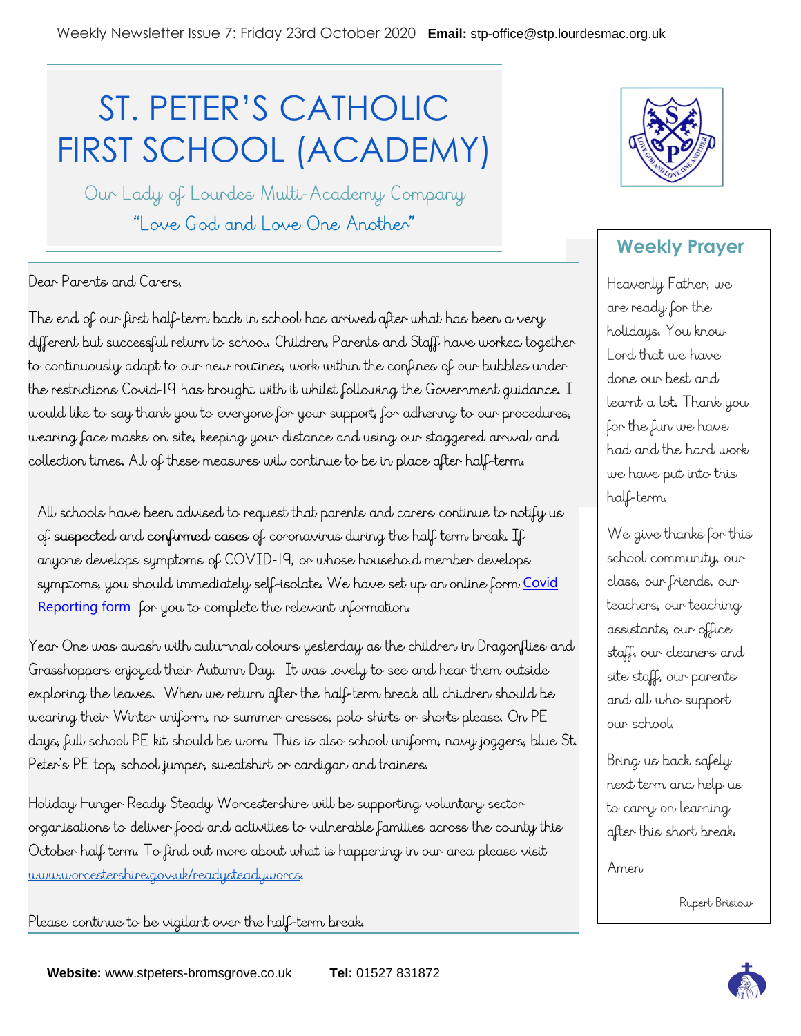Weekly Newsletter Issue 7: Friday 23rd October 2020 **Email:** stp-office@stp.lourdesmac.org.uk

# ST. PETER'S CATHOLIC FIRST SCHOOL (ACADEMY)

Our Lady of Lourdes Multi-Academy Company

"Love God and Love One Another"

Dear Parents and Carers,

The end of our first half-term back in school has arrived after what has been a very different but successful return to school. Children, Parents and Staff have worked together to continuously adapt to our new routines, work within the confines of our bubbles under the restrictions Covid-19 has brought with it whilst following the Government guidance. I would like to say thank you to everyone for your support, for adhering to our procedures, wearing face masks on site, keeping your distance and using our staggered arrival and collection times. All of these measures will continue to be in place after half-term.

All schools have been advised to request that parents and carers continue to notify us of **suspected** and **confirmed cases** of coronavirus during the half term break. If anyone develops symptoms of COVID-19, or whose household member develops symptoms, you should immediately self-isolate. We have set up an online form Covid Reporting form for you to complete the relevant information.

Year One was awash with autumnal colours yesterday as the children in Dragonflies and Grasshoppers enjoyed their Autumn Day. It was lovely to see and hear them outside exploring the leaves. When we return after the half-term break all children should be wearing their Winter uniform, no summer dresses, polo shirts or shorts please. On PE days, full school PE kit should be worn. This is also school uniform, navy joggers, blue St. Peter's PE top, school jumper, sweatshirt or cardigan and trainers.

Holiday Hunger Ready Steady Worcestershire will be supporting voluntary sector organisations to deliver food and activities to vulnerable families across the county this October half term. To find out more about what is happening in our area please visit www.worcestershire.gov.uk/readysteadyworcs.

Please continue to be vigilant over the half-term break.

## Weekly Prayer

Heavenly Father, we are ready for the holidays. You know Lord that we have done our best and learnt a lot. Thank you for the fun we have had and the hard work we have put into this half-term.

We give thanks for this school community, our class, our friends, our teachers, our teaching assistants, our office staff, our cleaners and site staff, our parents and all who support our school.

Bring us back safely next term and help us to carry on learning after this short break.

Amen

Rupert Bristow

**Website:** www.stpeters-bromsgrove.co.uk **Tel:** 01527 831872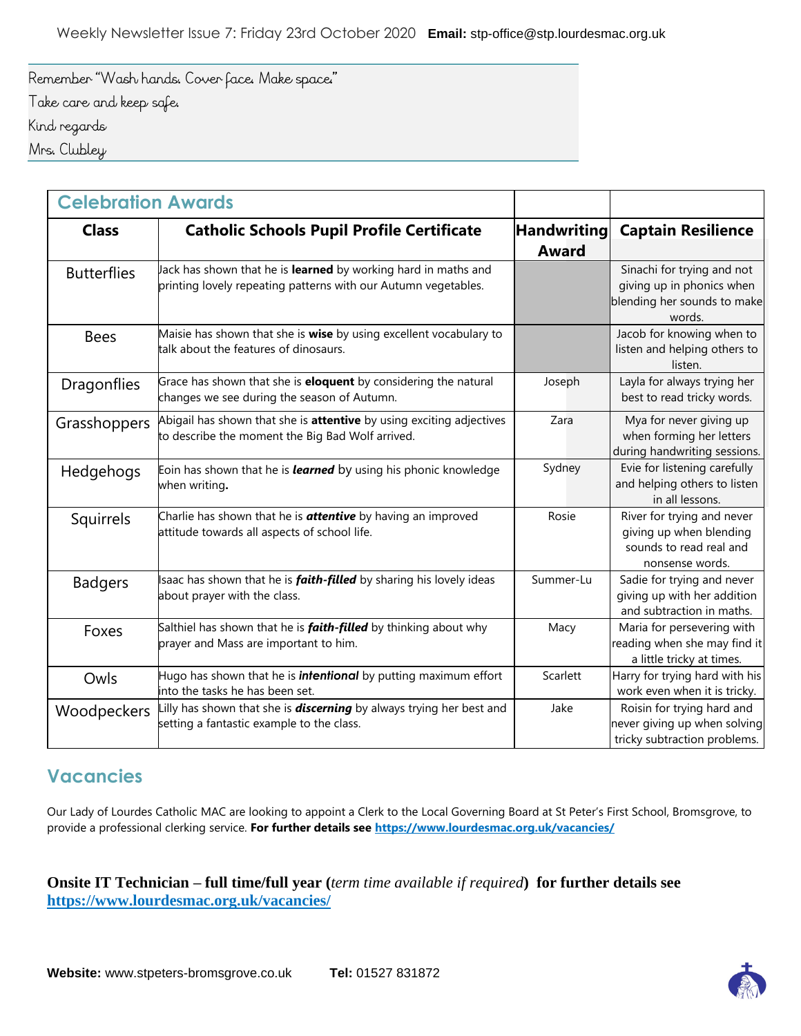Remember "Wash hands. Cover face. Make space."

Take care and keep safe.

Kind regards

Mrs. Clubley

## Celebration Awards

| Class | Catholic Schools Pupil Profile Certificate | Handwriting Award | Captain Resilience |
|---|---|---|---|
| Butterflies | Jack has shown that he is **learned** by working hard in maths and printing lovely repeating patterns with our Autumn vegetables. | | Sinachi for trying and not giving up in phonics when blending her sounds to make words. |
| Bees | Maisie has shown that she is **wise** by using excellent vocabulary to talk about the features of dinosaurs. | | Jacob for knowing when to listen and helping others to listen. |
| Dragonflies | Grace has shown that she is **eloquent** by considering the natural changes we see during the season of Autumn. | Joseph | Layla for always trying her best to read tricky words. |
| Grasshoppers | Abigail has shown that she is **attentive** by using exciting adjectives to describe the moment the Big Bad Wolf arrived. | Zara | Mya for never giving up when forming her letters during handwriting sessions. |
| Hedgehogs | Eoin has shown that he is ***learned*** by using his phonic knowledge when writing**.** | Sydney | Evie for listening carefully and helping others to listen in all lessons. |
| Squirrels | Charlie has shown that he is ***attentive*** by having an improved attitude towards all aspects of school life. | Rosie | River for trying and never giving up when blending sounds to read real and nonsense words. |
| Badgers | Isaac has shown that he is ***faith-filled*** by sharing his lovely ideas about prayer with the class. | Summer-Lu | Sadie for trying and never giving up with her addition and subtraction in maths. |
| Foxes | Salthiel has shown that he is ***faith-filled*** by thinking about why prayer and Mass are important to him. | Macy | Maria for persevering with reading when she may find it a little tricky at times. |
| Owls | Hugo has shown that he is ***intentional*** by putting maximum effort into the tasks he has been set. | Scarlett | Harry for trying hard with his work even when it is tricky. |
| Woodpeckers | Lilly has shown that she is ***discerning*** by always trying her best and setting a fantastic example to the class. | Jake | Roisin for trying hard and never giving up when solving tricky subtraction problems. |

## Vacancies

Our Lady of Lourdes Catholic MAC are looking to appoint a Clerk to the Local Governing Board at St Peter's First School, Bromsgrove, to provide a professional clerking service. **For further details see https://www.lourdesmac.org.uk/vacancies/**

**Onsite IT Technician – full time/full year (*term time available if required*) for further details see https://www.lourdesmac.org.uk/vacancies/**